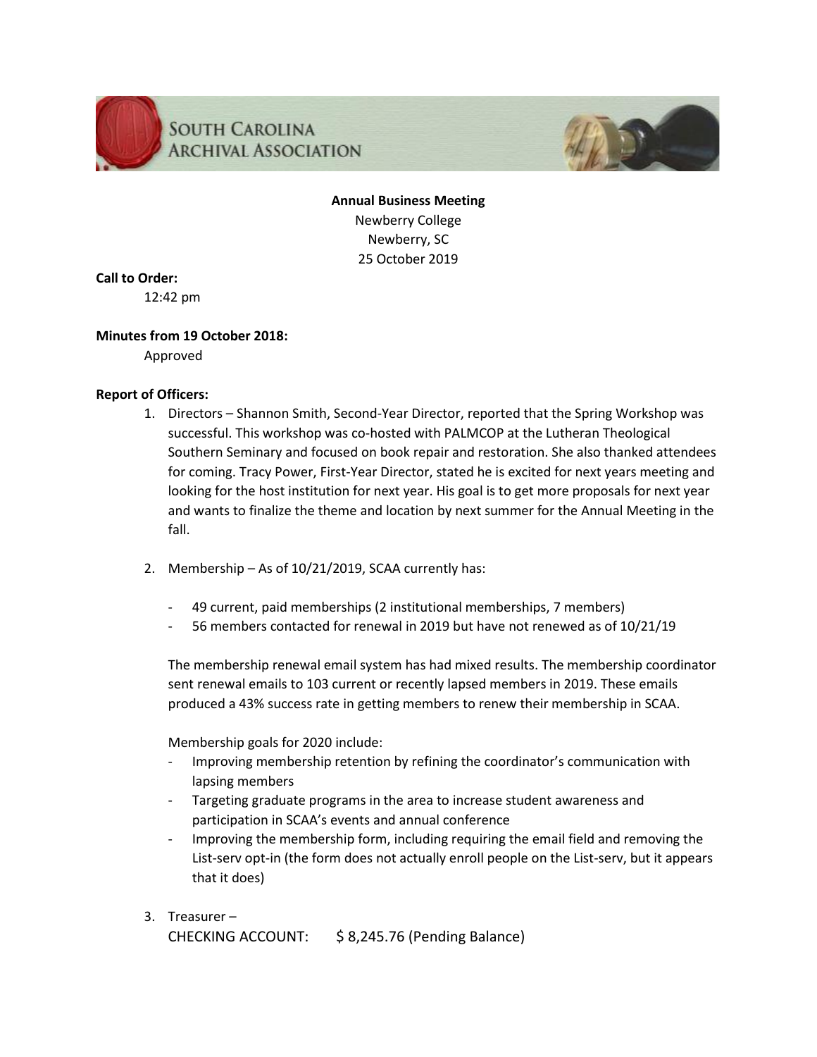SOUTH CAROLINA ARCHIVAL ASSOCIATION

**Annual Business Meeting**
Newberry College
Newberry, SC
25 October 2019

**Call to Order:**
12:42 pm

**Minutes from 19 October 2018:**
Approved

**Report of Officers:**

1. Directors – Shannon Smith, Second-Year Director, reported that the Spring Workshop was successful. This workshop was co-hosted with PALMCOP at the Lutheran Theological Southern Seminary and focused on book repair and restoration. She also thanked attendees for coming. Tracy Power, First-Year Director, stated he is excited for next years meeting and looking for the host institution for next year. His goal is to get more proposals for next year and wants to finalize the theme and location by next summer for the Annual Meeting in the fall.

2. Membership – As of 10/21/2019, SCAA currently has:

   - 49 current, paid memberships (2 institutional memberships, 7 members)
   - 56 members contacted for renewal in 2019 but have not renewed as of 10/21/19

   The membership renewal email system has had mixed results. The membership coordinator sent renewal emails to 103 current or recently lapsed members in 2019. These emails produced a 43% success rate in getting members to renew their membership in SCAA.

   Membership goals for 2020 include:
   - Improving membership retention by refining the coordinator's communication with lapsing members
   - Targeting graduate programs in the area to increase student awareness and participation in SCAA's events and annual conference
   - Improving the membership form, including requiring the email field and removing the List-serv opt-in (the form does not actually enroll people on the List-serv, but it appears that it does)

3. Treasurer –
   CHECKING ACCOUNT: $ 8,245.76 (Pending Balance)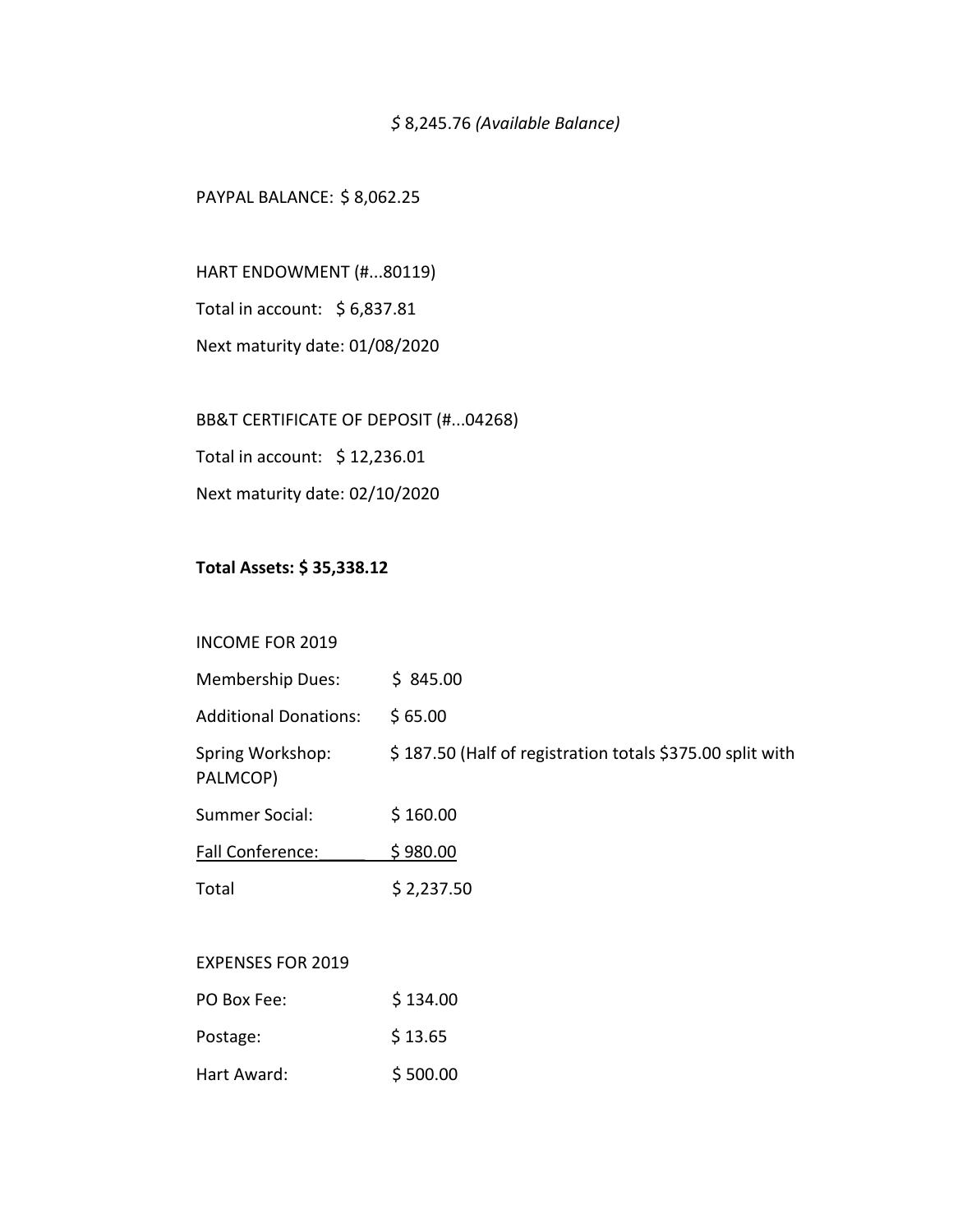*$* 8,245.76 *(Available Balance)*

PAYPAL BALANCE: $ 8,062.25

HART ENDOWMENT (#...80119)

Total in account: $ 6,837.81

Next maturity date: 01/08/2020

BB&T CERTIFICATE OF DEPOSIT (#...04268)

Total in account: $ 12,236.01

Next maturity date: 02/10/2020

**Total Assets: $ 35,338.12**

INCOME FOR 2019

| | |
|---|---|
| Membership Dues: | $ 845.00 |
| Additional Donations: | $ 65.00 |
| Spring Workshop: PALMCOP) | $ 187.50 (Half of registration totals $375.00 split with |
| Summer Social: | $ 160.00 |
| Fall Conference: | $ 980.00 |
| Total | $ 2,237.50 |

EXPENSES FOR 2019

| | |
|---|---|
| PO Box Fee: | $ 134.00 |
| Postage: | $ 13.65 |
| Hart Award: | $ 500.00 |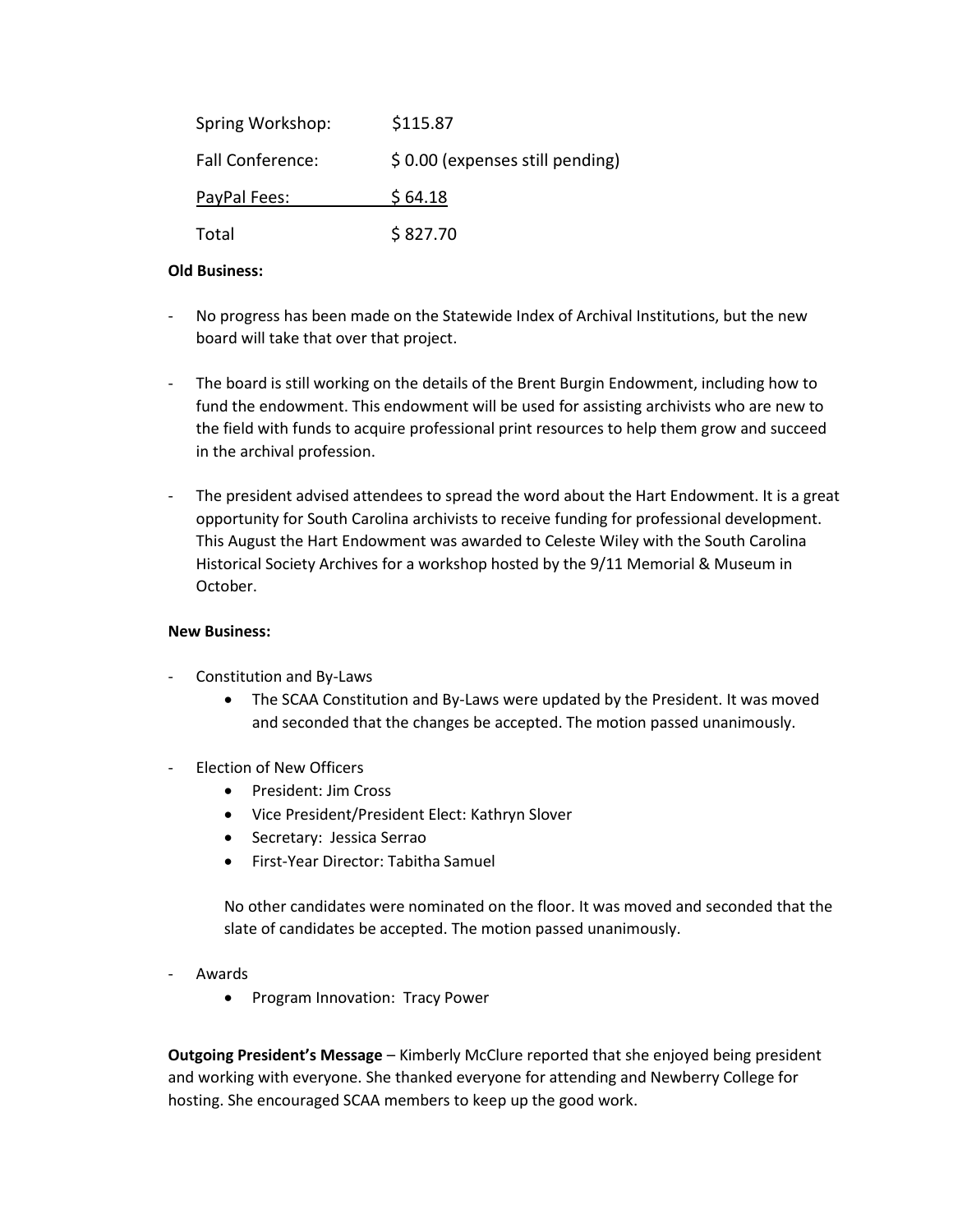| | |
|---|---|
| Spring Workshop: | $115.87 |
| Fall Conference: | $ 0.00 (expenses still pending) |
| PayPal Fees: | $ 64.18 |
| Total | $ 827.70 |

**Old Business:**

- No progress has been made on the Statewide Index of Archival Institutions, but the new board will take that over that project.

- The board is still working on the details of the Brent Burgin Endowment, including how to fund the endowment. This endowment will be used for assisting archivists who are new to the field with funds to acquire professional print resources to help them grow and succeed in the archival profession.

- The president advised attendees to spread the word about the Hart Endowment. It is a great opportunity for South Carolina archivists to receive funding for professional development. This August the Hart Endowment was awarded to Celeste Wiley with the South Carolina Historical Society Archives for a workshop hosted by the 9/11 Memorial & Museum in October.

**New Business:**

- Constitution and By-Laws
    - The SCAA Constitution and By-Laws were updated by the President. It was moved and seconded that the changes be accepted. The motion passed unanimously.

- Election of New Officers
    - President: Jim Cross
    - Vice President/President Elect: Kathryn Slover
    - Secretary: Jessica Serrao
    - First-Year Director: Tabitha Samuel

    No other candidates were nominated on the floor. It was moved and seconded that the slate of candidates be accepted. The motion passed unanimously.

- Awards
    - Program Innovation: Tracy Power

**Outgoing President's Message** – Kimberly McClure reported that she enjoyed being president and working with everyone. She thanked everyone for attending and Newberry College for hosting. She encouraged SCAA members to keep up the good work.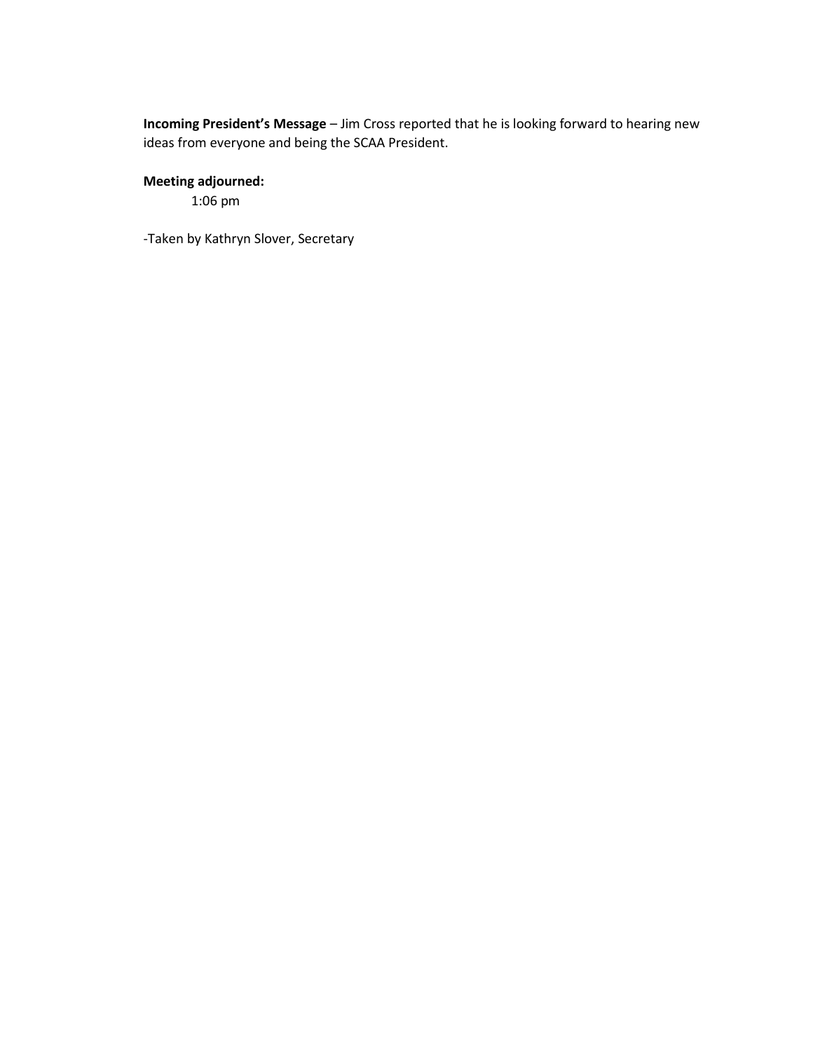**Incoming President's Message** – Jim Cross reported that he is looking forward to hearing new ideas from everyone and being the SCAA President.

**Meeting adjourned:**

1:06 pm

-Taken by Kathryn Slover, Secretary